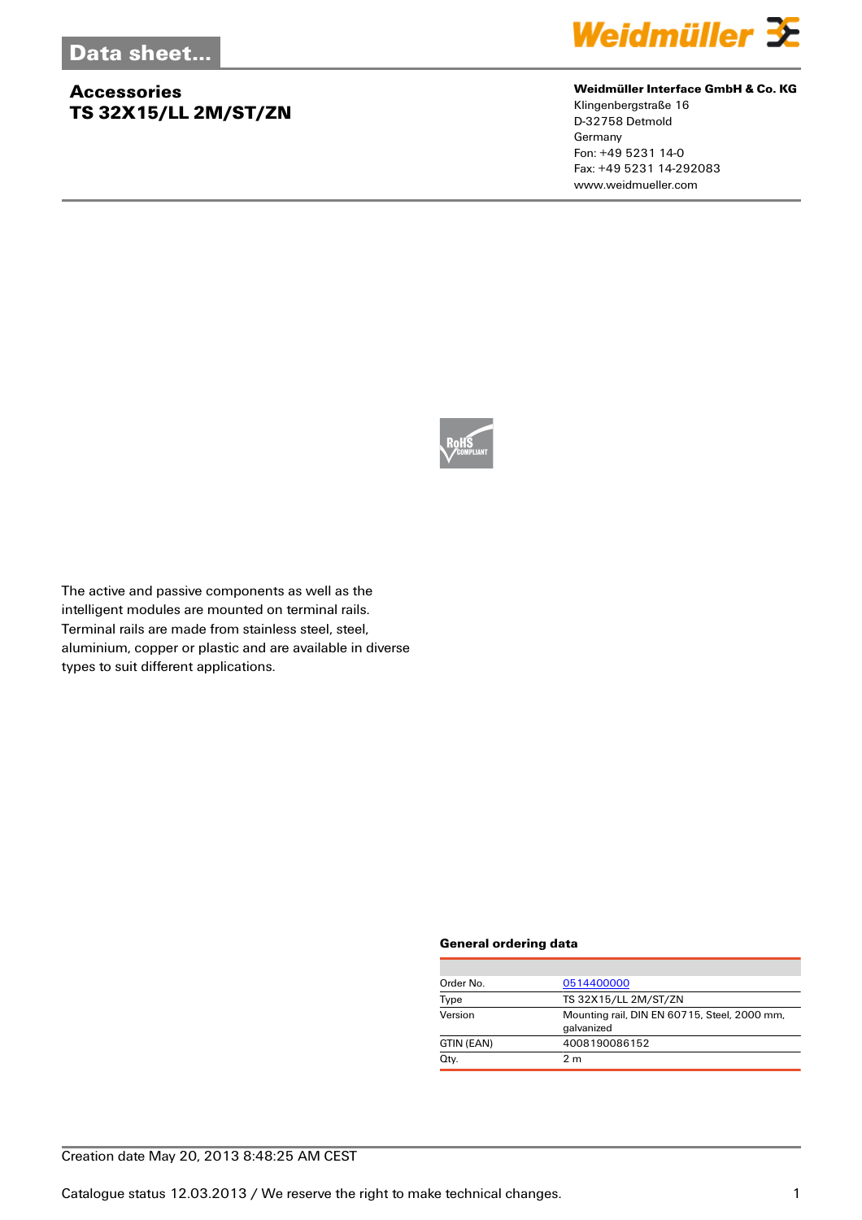# Data sheet...

## Accessories
## TS 32X15/LL 2M/ST/ZN

**Weidmüller Interface GmbH & Co. KG**
Klingenbergstraße 16
D-32758 Detmold
Germany
Fon: +49 5231 14-0
Fax: +49 5231 14-292083
www.weidmueller.com

The active and passive components as well as the intelligent modules are mounted on terminal rails. Terminal rails are made from stainless steel, steel, aluminium, copper or plastic and are available in diverse types to suit different applications.

### General ordering data

| | |
|---|---|
| Order No. | 0514400000 |
| Type | TS 32X15/LL 2M/ST/ZN |
| Version | Mounting rail, DIN EN 60715, Steel, 2000 mm, galvanized |
| GTIN (EAN) | 4008190086152 |
| Qty. | 2 m |

Creation date May 20, 2013 8:48:25 AM CEST

Catalogue status 12.03.2013 / We reserve the right to make technical changes.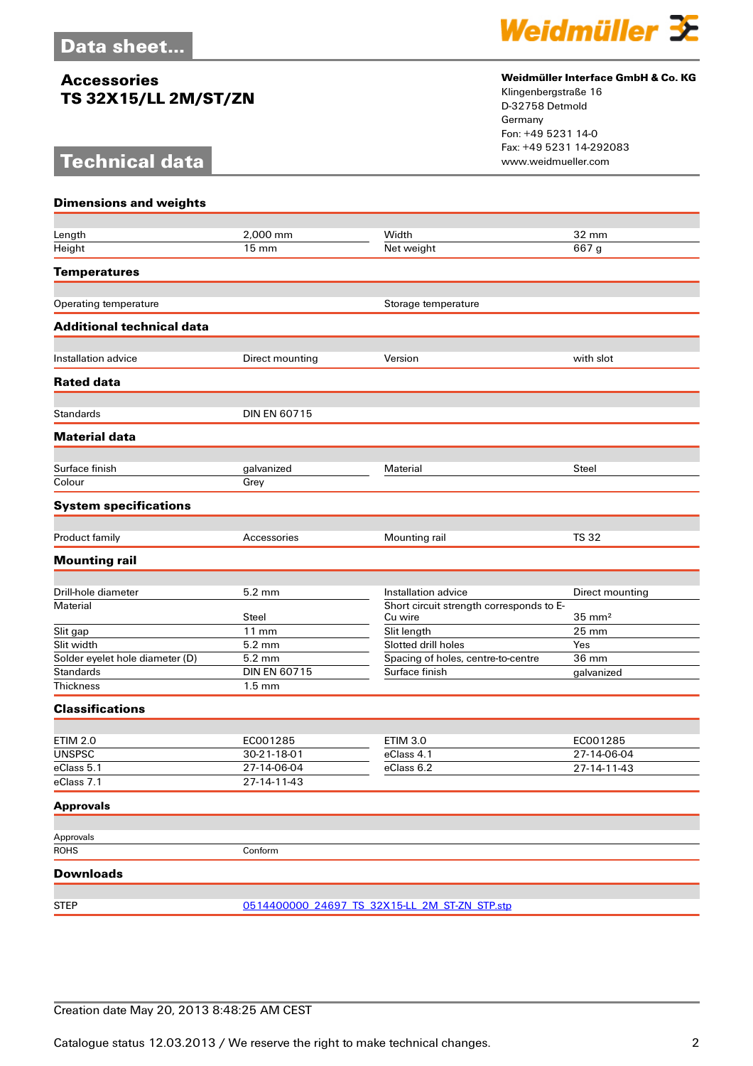# Data sheet...

## Accessories
## TS 32X15/LL 2M/ST/ZN

**Weidmüller Interface GmbH & Co. KG**
Klingenbergstraße 16
D-32758 Detmold
Germany
Fon: +49 5231 14-0
Fax: +49 5231 14-292083
www.weidmueller.com

## Technical data

### Dimensions and weights

| | | | |
|---|---|---|---|
| Length | 2,000 mm | Width | 32 mm |
| Height | 15 mm | Net weight | 667 g |

### Temperatures

| | | | |
|---|---|---|---|
| Operating temperature | | Storage temperature | |

### Additional technical data

| | | | |
|---|---|---|---|
| Installation advice | Direct mounting | Version | with slot |

### Rated data

| | | | |
|---|---|---|---|
| Standards | DIN EN 60715 | | |

### Material data

| | | | |
|---|---|---|---|
| Surface finish | galvanized | Material | Steel |
| Colour | Grey | | |

### System specifications

| | | | |
|---|---|---|---|
| Product family | Accessories | Mounting rail | TS 32 |

### Mounting rail

| | | | |
|---|---|---|---|
| Drill-hole diameter | 5.2 mm | Installation advice | Direct mounting |
| Material | Steel | Short circuit strength corresponds to E-Cu wire | 35 mm² |
| Slit gap | 11 mm | Slit length | 25 mm |
| Slit width | 5.2 mm | Slotted drill holes | Yes |
| Solder eyelet hole diameter (D) | 5.2 mm | Spacing of holes, centre-to-centre | 36 mm |
| Standards | DIN EN 60715 | Surface finish | galvanized |
| Thickness | 1.5 mm | | |

### Classifications

| | | | |
|---|---|---|---|
| ETIM 2.0 | EC001285 | ETIM 3.0 | EC001285 |
| UNSPSC | 30-21-18-01 | eClass 4.1 | 27-14-06-04 |
| eClass 5.1 | 27-14-06-04 | eClass 6.2 | 27-14-11-43 |
| eClass 7.1 | 27-14-11-43 | | |

### Approvals

| | |
|---|---|
| Approvals | |
| ROHS | Conform |

### Downloads

| | |
|---|---|
| STEP | 0514400000_24697_TS_32X15-LL_2M_ST-ZN_STP.stp |

Creation date May 20, 2013 8:48:25 AM CEST

Catalogue status 12.03.2013 / We reserve the right to make technical changes.